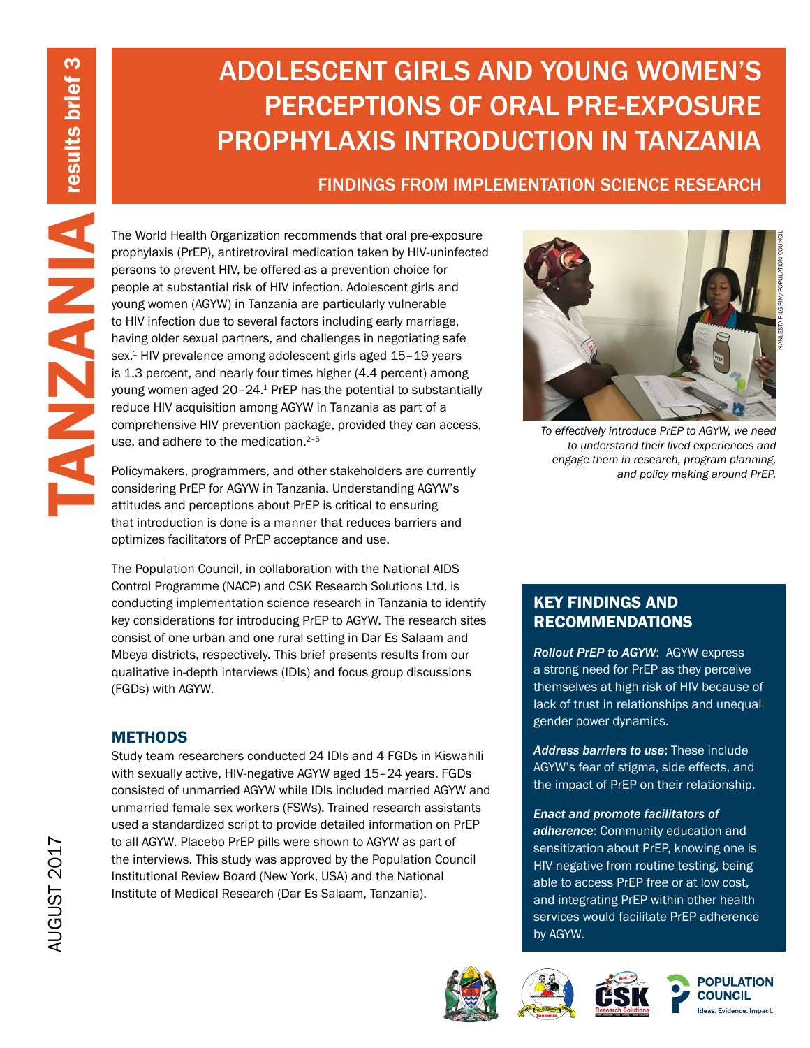TANZANIA results brief 3

# ADOLESCENT GIRLS AND YOUNG WOMEN'S PERCEPTIONS OF ORAL PRE-EXPOSURE PROPHYLAXIS INTRODUCTION IN TANZANIA

## FINDINGS FROM IMPLEMENTATION SCIENCE RESEARCH

The World Health Organization recommends that oral pre-exposure prophylaxis (PrEP), antiretroviral medication taken by HIV-uninfected persons to prevent HIV, be offered as a prevention choice for people at substantial risk of HIV infection. Adolescent girls and young women (AGYW) in Tanzania are particularly vulnerable to HIV infection due to several factors including early marriage, having older sexual partners, and challenges in negotiating safe sex.[1] HIV prevalence among adolescent girls aged 15–19 years is 1.3 percent, and nearly four times higher (4.4 percent) among young women aged 20–24.[1] PrEP has the potential to substantially reduce HIV acquisition among AGYW in Tanzania as part of a comprehensive HIV prevention package, provided they can access, use, and adhere to the medication.[2–5]

*To effectively introduce PrEP to AGYW, we need to understand their lived experiences and engage them in research, program planning, and policy making around PrEP.*

Policymakers, programmers, and other stakeholders are currently considering PrEP for AGYW in Tanzania. Understanding AGYW's attitudes and perceptions about PrEP is critical to ensuring that introduction is done is a manner that reduces barriers and optimizes facilitators of PrEP acceptance and use.

The Population Council, in collaboration with the National AIDS Control Programme (NACP) and CSK Research Solutions Ltd, is conducting implementation science research in Tanzania to identify key considerations for introducing PrEP to AGYW. The research sites consist of one urban and one rural setting in Dar Es Salaam and Mbeya districts, respectively. This brief presents results from our qualitative in-depth interviews (IDIs) and focus group discussions (FGDs) with AGYW.

## METHODS

Study team researchers conducted 24 IDIs and 4 FGDs in Kiswahili with sexually active, HIV-negative AGYW aged 15–24 years. FGDs consisted of unmarried AGYW while IDIs included married AGYW and unmarried female sex workers (FSWs). Trained research assistants used a standardized script to provide detailed information on PrEP to all AGYW. Placebo PrEP pills were shown to AGYW as part of the interviews. This study was approved by the Population Council Institutional Review Board (New York, USA) and the National Institute of Medical Research (Dar Es Salaam, Tanzania).

## KEY FINDINGS AND RECOMMENDATIONS

***Rollout PrEP to AGYW***: AGYW express a strong need for PrEP as they perceive themselves at high risk of HIV because of lack of trust in relationships and unequal gender power dynamics.

***Address barriers to use***: These include AGYW's fear of stigma, side effects, and the impact of PrEP on their relationship.

***Enact and promote facilitators of adherence***: Community education and sensitization about PrEP, knowing one is HIV negative from routine testing, being able to access PrEP free or at low cost, and integrating PrEP within other health services would facilitate PrEP adherence by AGYW.

AUGUST 2017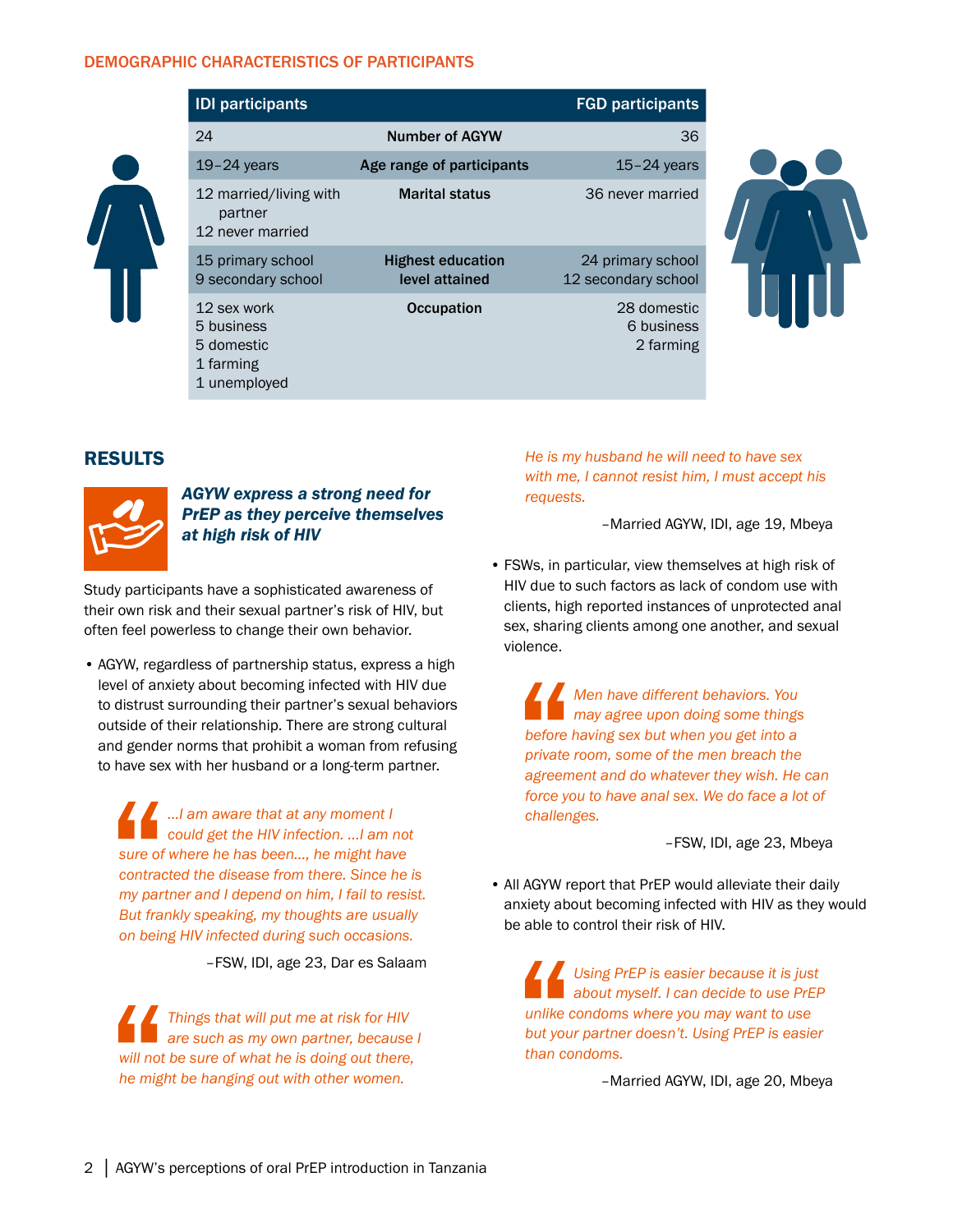## DEMOGRAPHIC CHARACTERISTICS OF PARTICIPANTS

| IDI participants | | FGD participants |
|---|---|---|
| 24 | **Number of AGYW** | 36 |
| 19–24 years | **Age range of participants** | 15–24 years |
| 12 married/living with partner<br>12 never married | **Marital status** | 36 never married |
| 15 primary school<br>9 secondary school | **Highest education level attained** | 24 primary school<br>12 secondary school |
| 12 sex work<br>5 business<br>5 domestic<br>1 farming<br>1 unemployed | **Occupation** | 28 domestic<br>6 business<br>2 farming |

## RESULTS

### *AGYW express a strong need for PrEP as they perceive themselves at high risk of HIV*

Study participants have a sophisticated awareness of their own risk and their sexual partner's risk of HIV, but often feel powerless to change their own behavior.

- AGYW, regardless of partnership status, express a high level of anxiety about becoming infected with HIV due to distrust surrounding their partner's sexual behaviors outside of their relationship. There are strong cultural and gender norms that prohibit a woman from refusing to have sex with her husband or a long-term partner.

> *…I am aware that at any moment I could get the HIV infection. …I am not sure of where he has been…, he might have contracted the disease from there. Since he is my partner and I depend on him, I fail to resist. But frankly speaking, my thoughts are usually on being HIV infected during such occasions.*
>
> –FSW, IDI, age 23, Dar es Salaam

> *Things that will put me at risk for HIV are such as my own partner, because I will not be sure of what he is doing out there, he might be hanging out with other women. He is my husband he will need to have sex with me, I cannot resist him, I must accept his requests.*
>
> –Married AGYW, IDI, age 19, Mbeya

- FSWs, in particular, view themselves at high risk of HIV due to such factors as lack of condom use with clients, high reported instances of unprotected anal sex, sharing clients among one another, and sexual violence.

> *Men have different behaviors. You may agree upon doing some things before having sex but when you get into a private room, some of the men breach the agreement and do whatever they wish. He can force you to have anal sex. We do face a lot of challenges.*
>
> –FSW, IDI, age 23, Mbeya

- All AGYW report that PrEP would alleviate their daily anxiety about becoming infected with HIV as they would be able to control their risk of HIV.

> *Using PrEP is easier because it is just about myself. I can decide to use PrEP unlike condoms where you may want to use but your partner doesn't. Using PrEP is easier than condoms.*
>
> –Married AGYW, IDI, age 20, Mbeya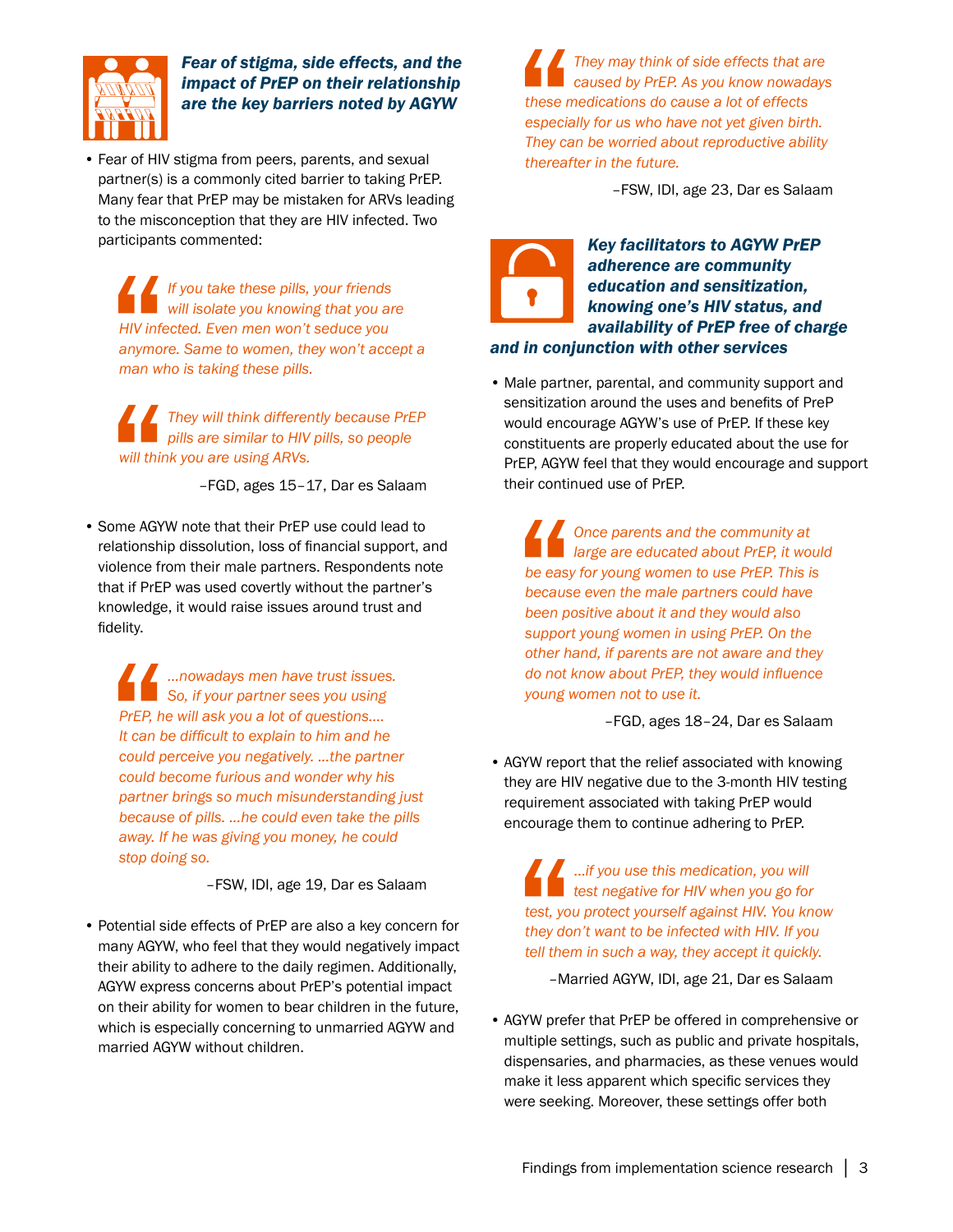### *Fear of stigma, side effects, and the impact of PrEP on their relationship are the key barriers noted by AGYW*

- Fear of HIV stigma from peers, parents, and sexual partner(s) is a commonly cited barrier to taking PrEP. Many fear that PrEP may be mistaken for ARVs leading to the misconception that they are HIV infected. Two participants commented:

> *If you take these pills, your friends will isolate you knowing that you are HIV infected. Even men won't seduce you anymore. Same to women, they won't accept a man who is taking these pills.*

> *They will think differently because PrEP pills are similar to HIV pills, so people will think you are using ARVs.*
>
> –FGD, ages 15–17, Dar es Salaam

- Some AGYW note that their PrEP use could lead to relationship dissolution, loss of financial support, and violence from their male partners. Respondents note that if PrEP was used covertly without the partner's knowledge, it would raise issues around trust and fidelity.

> *...nowadays men have trust issues. So, if your partner sees you using PrEP, he will ask you a lot of questions.... It can be difficult to explain to him and he could perceive you negatively. ...the partner could become furious and wonder why his partner brings so much misunderstanding just because of pills. ...he could even take the pills away. If he was giving you money, he could stop doing so.*
>
> –FSW, IDI, age 19, Dar es Salaam

- Potential side effects of PrEP are also a key concern for many AGYW, who feel that they would negatively impact their ability to adhere to the daily regimen. Additionally, AGYW express concerns about PrEP's potential impact on their ability for women to bear children in the future, which is especially concerning to unmarried AGYW and married AGYW without children.

> *They may think of side effects that are caused by PrEP. As you know nowadays these medications do cause a lot of effects especially for us who have not yet given birth. They can be worried about reproductive ability thereafter in the future.*
>
> –FSW, IDI, age 23, Dar es Salaam

### *Key facilitators to AGYW PrEP adherence are community education and sensitization, knowing one's HIV status, and availability of PrEP free of charge and in conjunction with other services*

- Male partner, parental, and community support and sensitization around the uses and benefits of PreP would encourage AGYW's use of PrEP. If these key constituents are properly educated about the use for PrEP, AGYW feel that they would encourage and support their continued use of PrEP.

> *Once parents and the community at large are educated about PrEP, it would be easy for young women to use PrEP. This is because even the male partners could have been positive about it and they would also support young women in using PrEP. On the other hand, if parents are not aware and they do not know about PrEP, they would influence young women not to use it.*
>
> –FGD, ages 18–24, Dar es Salaam

- AGYW report that the relief associated with knowing they are HIV negative due to the 3-month HIV testing requirement associated with taking PrEP would encourage them to continue adhering to PrEP.

> *...if you use this medication, you will test negative for HIV when you go for test, you protect yourself against HIV. You know they don't want to be infected with HIV. If you tell them in such a way, they accept it quickly.*
>
> –Married AGYW, IDI, age 21, Dar es Salaam

- AGYW prefer that PrEP be offered in comprehensive or multiple settings, such as public and private hospitals, dispensaries, and pharmacies, as these venues would make it less apparent which specific services they were seeking. Moreover, these settings offer both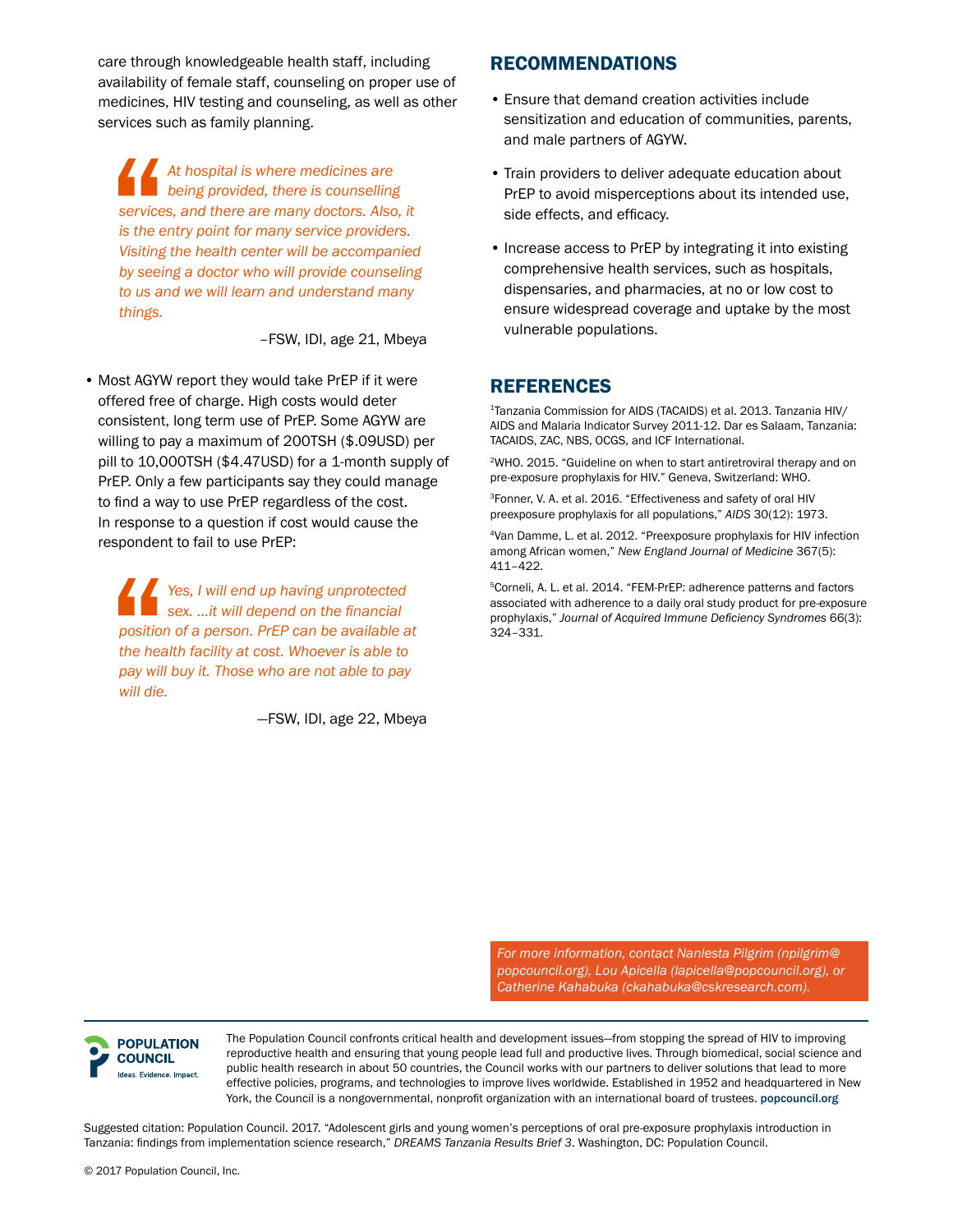care through knowledgeable health staff, including availability of female staff, counseling on proper use of medicines, HIV testing and counseling, as well as other services such as family planning.

> *At hospital is where medicines are being provided, there is counselling services, and there are many doctors. Also, it is the entry point for many service providers. Visiting the health center will be accompanied by seeing a doctor who will provide counseling to us and we will learn and understand many things.*
>
> –FSW, IDI, age 21, Mbeya

- Most AGYW report they would take PrEP if it were offered free of charge. High costs would deter consistent, long term use of PrEP. Some AGYW are willing to pay a maximum of 200TSH ($.09USD) per pill to 10,000TSH ($4.47USD) for a 1-month supply of PrEP. Only a few participants say they could manage to find a way to use PrEP regardless of the cost. In response to a question if cost would cause the respondent to fail to use PrEP:

> *Yes, I will end up having unprotected sex. ...it will depend on the financial position of a person. PrEP can be available at the health facility at cost. Whoever is able to pay will buy it. Those who are not able to pay will die.*
>
> —FSW, IDI, age 22, Mbeya

## RECOMMENDATIONS

- Ensure that demand creation activities include sensitization and education of communities, parents, and male partners of AGYW.
- Train providers to deliver adequate education about PrEP to avoid misperceptions about its intended use, side effects, and efficacy.
- Increase access to PrEP by integrating it into existing comprehensive health services, such as hospitals, dispensaries, and pharmacies, at no or low cost to ensure widespread coverage and uptake by the most vulnerable populations.

## REFERENCES

[1]Tanzania Commission for AIDS (TACAIDS) et al. 2013. Tanzania HIV/AIDS and Malaria Indicator Survey 2011-12. Dar es Salaam, Tanzania: TACAIDS, ZAC, NBS, OCGS, and ICF International.

[2]WHO. 2015. "Guideline on when to start antiretroviral therapy and on pre-exposure prophylaxis for HIV." Geneva, Switzerland: WHO.

[3]Fonner, V. A. et al. 2016. "Effectiveness and safety of oral HIV preexposure prophylaxis for all populations," *AIDS* 30(12): 1973.

[4]Van Damme, L. et al. 2012. "Preexposure prophylaxis for HIV infection among African women," *New England Journal of Medicine* 367(5): 411–422.

[5]Corneli, A. L. et al. 2014. "FEM-PrEP: adherence patterns and factors associated with adherence to a daily oral study product for pre-exposure prophylaxis," *Journal of Acquired Immune Deficiency Syndromes* 66(3): 324–331.

*For more information, contact Nanlesta Pilgrim (npilgrim@popcouncil.org), Lou Apicella (lapicella@popcouncil.org), or Catherine Kahabuka (ckahabuka@cskresearch.com).*

**POPULATION COUNCIL**
Ideas. Evidence. Impact.

The Population Council confronts critical health and development issues—from stopping the spread of HIV to improving reproductive health and ensuring that young people lead full and productive lives. Through biomedical, social science and public health research in about 50 countries, the Council works with our partners to deliver solutions that lead to more effective policies, programs, and technologies to improve lives worldwide. Established in 1952 and headquartered in New York, the Council is a nongovernmental, nonprofit organization with an international board of trustees. **popcouncil.org**

Suggested citation: Population Council. 2017. "Adolescent girls and young women's perceptions of oral pre-exposure prophylaxis introduction in Tanzania: findings from implementation science research," *DREAMS Tanzania Results Brief 3*. Washington, DC: Population Council.

© 2017 Population Council, Inc.